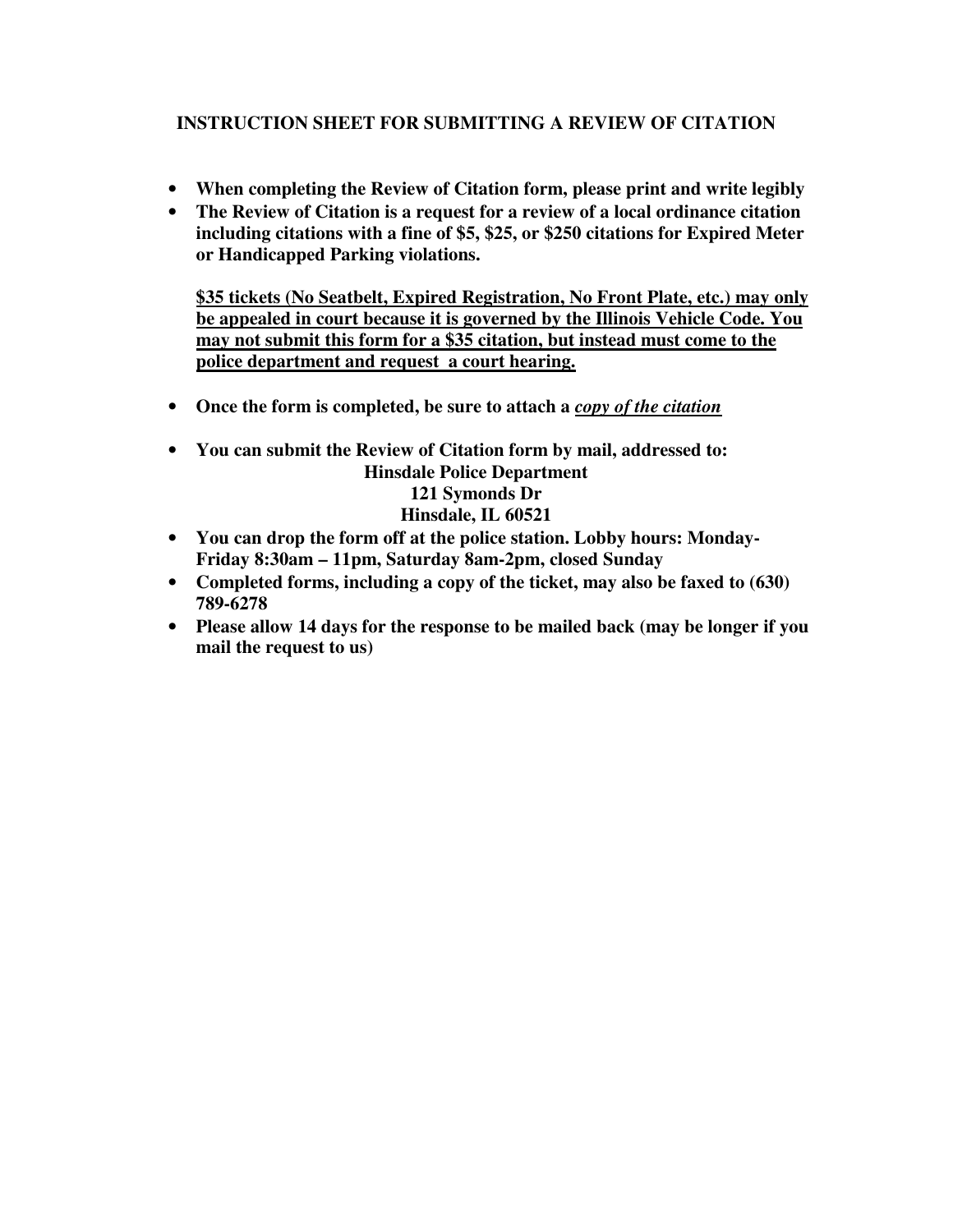## INSTRUCTION SHEET FOR SUBMITTING A REVIEW OF CITATION

- **When completing the Review of Citation form, please print and write legibly**
- **The Review of Citation is a request for a review of a local ordinance citation including citations with a fine of $5, $25, or $250 citations for Expired Meter or Handicapped Parking violations.**

  **<u>$35 tickets (No Seatbelt, Expired Registration, No Front Plate, etc.) may only be appealed in court because it is governed by the Illinois Vehicle Code. You may not submit this form for a $35 citation, but instead must come to the police department and request a court hearing.</u>**

- **Once the form is completed, be sure to attach a *<u>copy of the citation</u>***

- **You can submit the Review of Citation form by mail, addressed to:**

  **Hinsdale Police Department**
  **121 Symonds Dr**
  **Hinsdale, IL 60521**

- **You can drop the form off at the police station. Lobby hours: Monday-Friday 8:30am – 11pm, Saturday 8am-2pm, closed Sunday**
- **Completed forms, including a copy of the ticket, may also be faxed to (630) 789-6278**
- **Please allow 14 days for the response to be mailed back (may be longer if you mail the request to us)**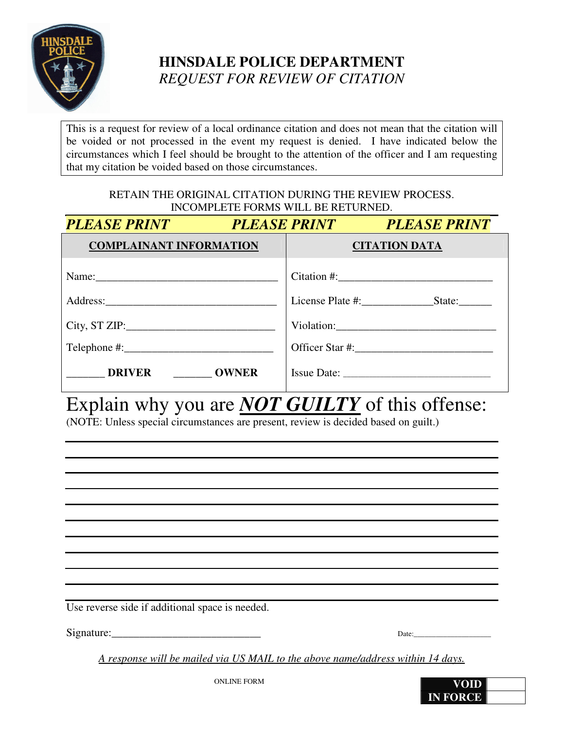# HINSDALE POLICE DEPARTMENT

## *REQUEST FOR REVIEW OF CITATION*

This is a request for review of a local ordinance citation and does not mean that the citation will be voided or not processed in the event my request is denied. I have indicated below the circumstances which I feel should be brought to the attention of the officer and I am requesting that my citation be voided based on those circumstances.

RETAIN THE ORIGINAL CITATION DURING THE REVIEW PROCESS.
INCOMPLETE FORMS WILL BE RETURNED.

***PLEASE PRINT*** ***PLEASE PRINT*** ***PLEASE PRINT***

| **COMPLAINANT INFORMATION** | **CITATION DATA** |
|---|---|
| Name:_______________________________ | Citation #:__________________________ |
| Address:_____________________________ | License Plate #:____________State:______ |
| City, ST ZIP:_________________________ | Violation:____________________________ |
| Telephone #:_________________________ | Officer Star #:_______________________ |
| _______ **DRIVER** _______ **OWNER** | Issue Date: __________________________ |

# Explain why you are ***NOT GUILTY*** of this offense:

(NOTE: Unless special circumstances are present, review is decided based on guilt.)

________________________________________________________________________

________________________________________________________________________

________________________________________________________________________

________________________________________________________________________

________________________________________________________________________

________________________________________________________________________

________________________________________________________________________

________________________________________________________________________

________________________________________________________________________

________________________________________________________________________

Use reverse side if additional space is needed.

Signature:___________________________ Date:__________________

*A response will be mailed via US MAIL to the above name/address within 14 days.*

ONLINE FORM

| | |
|---|---|
| **VOID** | |
| **IN FORCE** | |